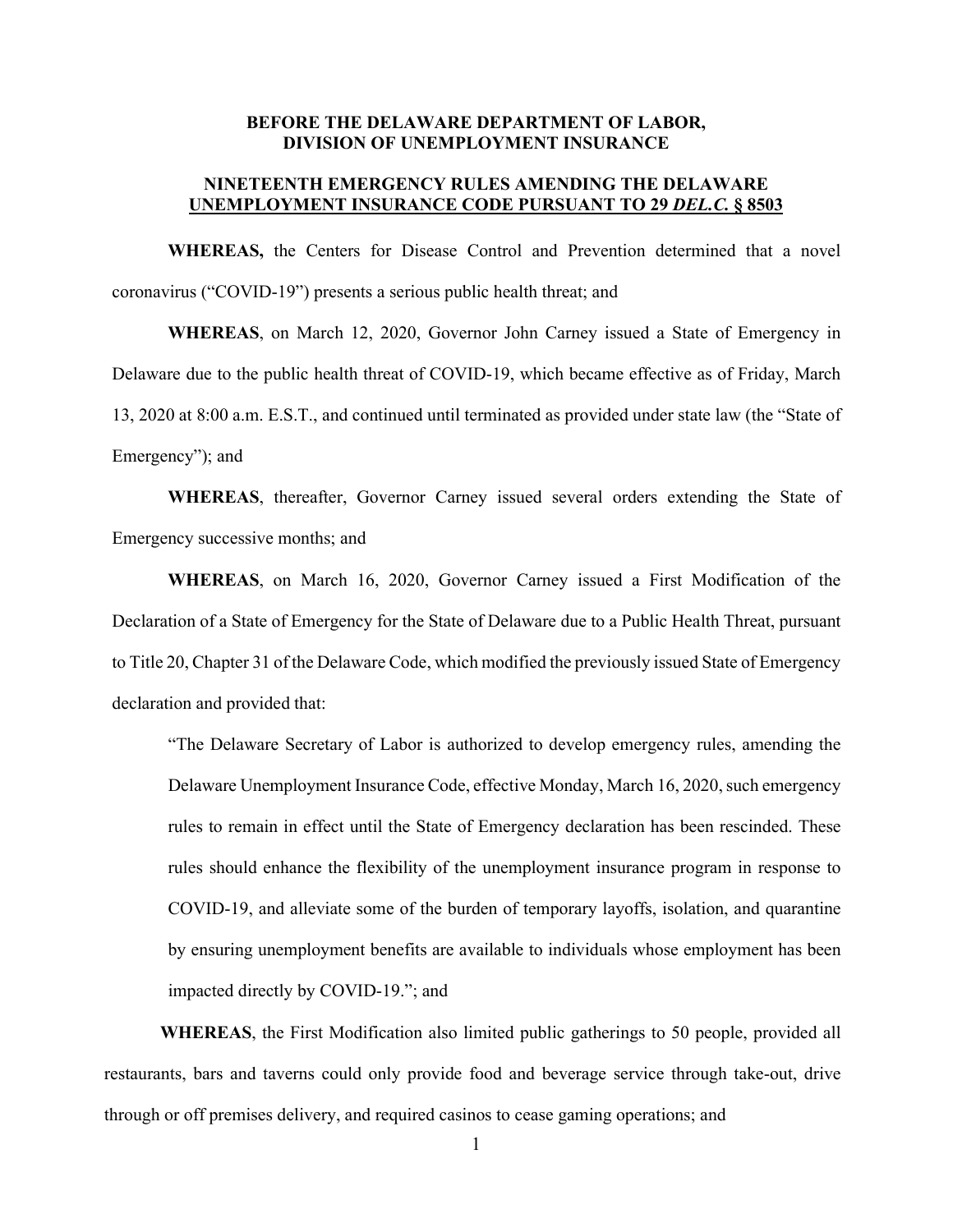**BEFORE THE DELAWARE DEPARTMENT OF LABOR,**
**DIVISION OF UNEMPLOYMENT INSURANCE**

**NINETEENTH EMERGENCY RULES AMENDING THE DELAWARE UNEMPLOYMENT INSURANCE CODE PURSUANT TO 29 *DEL.C.* § 8503**

**WHEREAS,** the Centers for Disease Control and Prevention determined that a novel coronavirus ("COVID-19") presents a serious public health threat; and

**WHEREAS**, on March 12, 2020, Governor John Carney issued a State of Emergency in Delaware due to the public health threat of COVID-19, which became effective as of Friday, March 13, 2020 at 8:00 a.m. E.S.T., and continued until terminated as provided under state law (the "State of Emergency"); and

**WHEREAS**, thereafter, Governor Carney issued several orders extending the State of Emergency successive months; and

**WHEREAS**, on March 16, 2020, Governor Carney issued a First Modification of the Declaration of a State of Emergency for the State of Delaware due to a Public Health Threat, pursuant to Title 20, Chapter 31 of the Delaware Code, which modified the previously issued State of Emergency declaration and provided that:

> "The Delaware Secretary of Labor is authorized to develop emergency rules, amending the Delaware Unemployment Insurance Code, effective Monday, March 16, 2020, such emergency rules to remain in effect until the State of Emergency declaration has been rescinded. These rules should enhance the flexibility of the unemployment insurance program in response to COVID-19, and alleviate some of the burden of temporary layoffs, isolation, and quarantine by ensuring unemployment benefits are available to individuals whose employment has been impacted directly by COVID-19."; and

**WHEREAS**, the First Modification also limited public gatherings to 50 people, provided all restaurants, bars and taverns could only provide food and beverage service through take-out, drive through or off premises delivery, and required casinos to cease gaming operations; and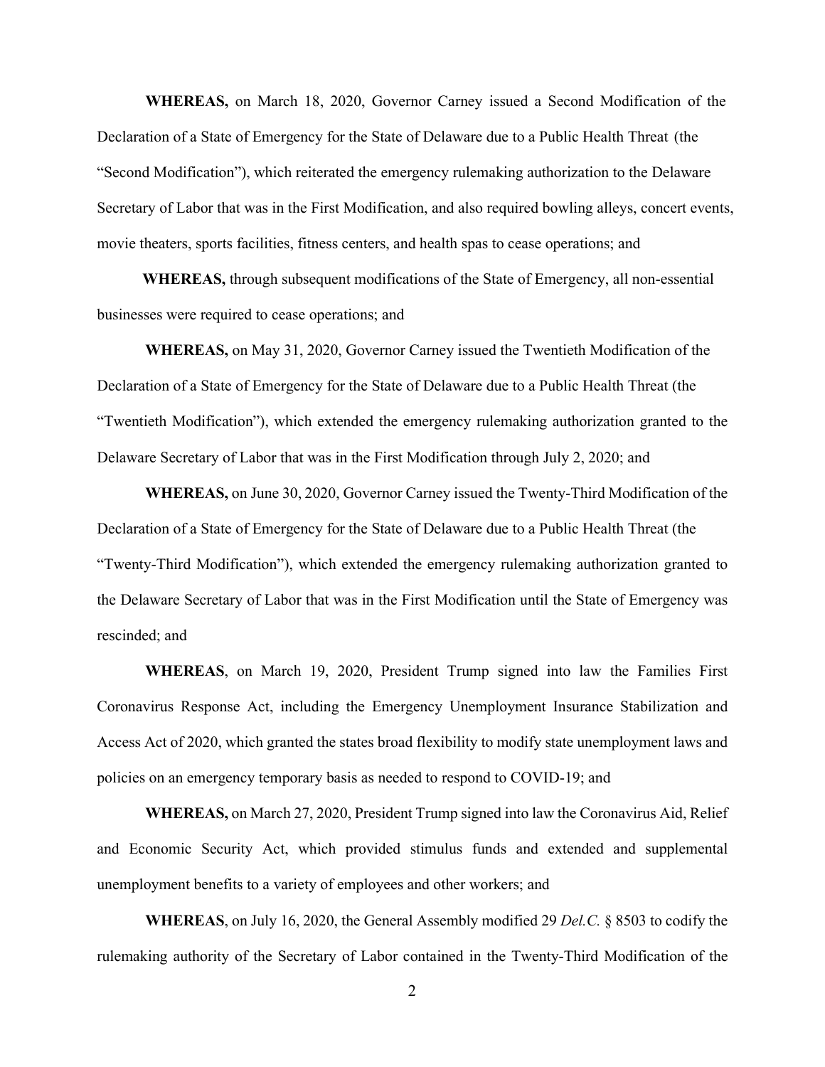**WHEREAS,** on March 18, 2020, Governor Carney issued a Second Modification of the Declaration of a State of Emergency for the State of Delaware due to a Public Health Threat (the "Second Modification"), which reiterated the emergency rulemaking authorization to the Delaware Secretary of Labor that was in the First Modification, and also required bowling alleys, concert events, movie theaters, sports facilities, fitness centers, and health spas to cease operations; and

**WHEREAS,** through subsequent modifications of the State of Emergency, all non-essential businesses were required to cease operations; and

**WHEREAS,** on May 31, 2020, Governor Carney issued the Twentieth Modification of the Declaration of a State of Emergency for the State of Delaware due to a Public Health Threat (the "Twentieth Modification"), which extended the emergency rulemaking authorization granted to the Delaware Secretary of Labor that was in the First Modification through July 2, 2020; and

**WHEREAS,** on June 30, 2020, Governor Carney issued the Twenty-Third Modification of the Declaration of a State of Emergency for the State of Delaware due to a Public Health Threat (the "Twenty-Third Modification"), which extended the emergency rulemaking authorization granted to the Delaware Secretary of Labor that was in the First Modification until the State of Emergency was rescinded; and

**WHEREAS**, on March 19, 2020, President Trump signed into law the Families First Coronavirus Response Act, including the Emergency Unemployment Insurance Stabilization and Access Act of 2020, which granted the states broad flexibility to modify state unemployment laws and policies on an emergency temporary basis as needed to respond to COVID-19; and

**WHEREAS,** on March 27, 2020, President Trump signed into law the Coronavirus Aid, Relief and Economic Security Act, which provided stimulus funds and extended and supplemental unemployment benefits to a variety of employees and other workers; and

**WHEREAS**, on July 16, 2020, the General Assembly modified 29 *Del.C.* § 8503 to codify the rulemaking authority of the Secretary of Labor contained in the Twenty-Third Modification of the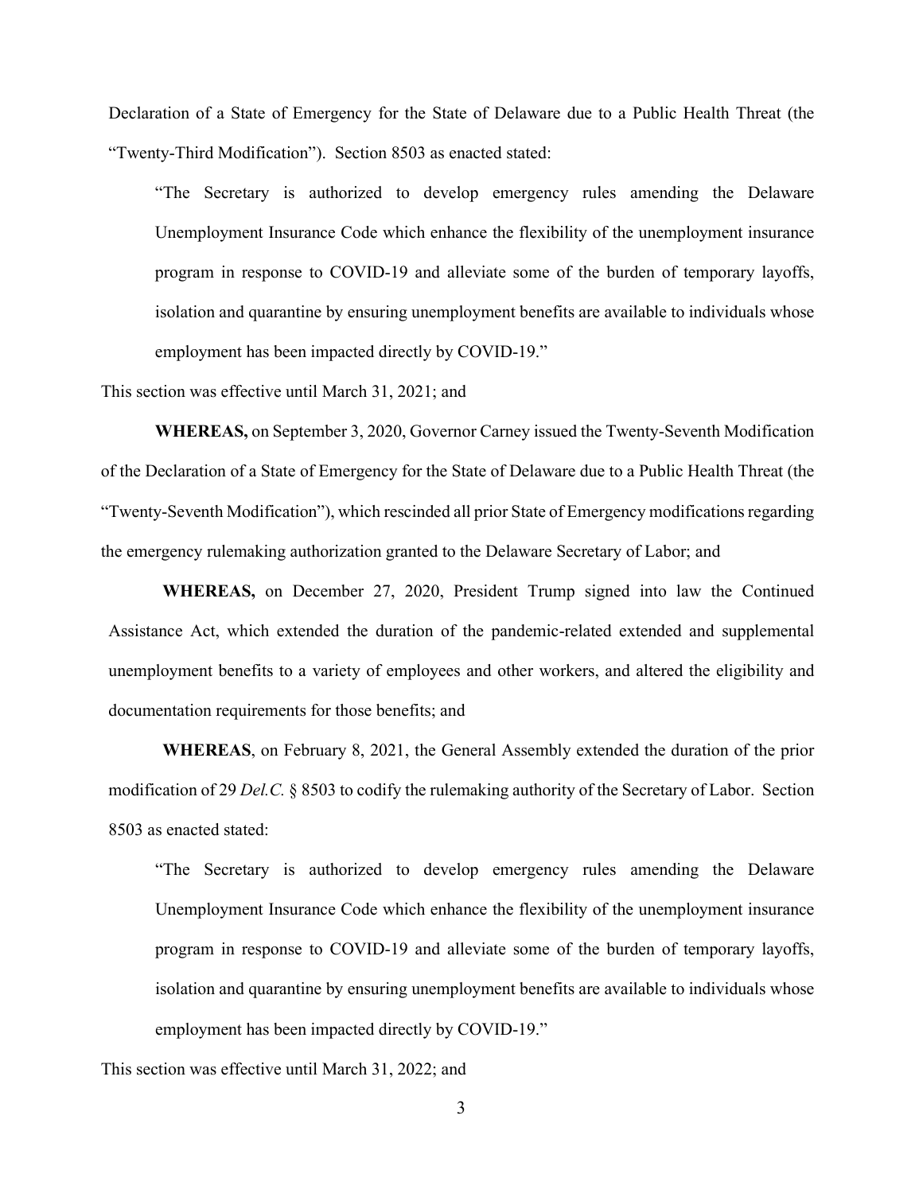Declaration of a State of Emergency for the State of Delaware due to a Public Health Threat (the "Twenty-Third Modification"). Section 8503 as enacted stated:

> "The Secretary is authorized to develop emergency rules amending the Delaware Unemployment Insurance Code which enhance the flexibility of the unemployment insurance program in response to COVID-19 and alleviate some of the burden of temporary layoffs, isolation and quarantine by ensuring unemployment benefits are available to individuals whose employment has been impacted directly by COVID-19."

This section was effective until March 31, 2021; and

**WHEREAS,** on September 3, 2020, Governor Carney issued the Twenty-Seventh Modification of the Declaration of a State of Emergency for the State of Delaware due to a Public Health Threat (the "Twenty-Seventh Modification"), which rescinded all prior State of Emergency modifications regarding the emergency rulemaking authorization granted to the Delaware Secretary of Labor; and

**WHEREAS,** on December 27, 2020, President Trump signed into law the Continued Assistance Act, which extended the duration of the pandemic-related extended and supplemental unemployment benefits to a variety of employees and other workers, and altered the eligibility and documentation requirements for those benefits; and

**WHEREAS**, on February 8, 2021, the General Assembly extended the duration of the prior modification of 29 *Del.C.* § 8503 to codify the rulemaking authority of the Secretary of Labor. Section 8503 as enacted stated:

> "The Secretary is authorized to develop emergency rules amending the Delaware Unemployment Insurance Code which enhance the flexibility of the unemployment insurance program in response to COVID-19 and alleviate some of the burden of temporary layoffs, isolation and quarantine by ensuring unemployment benefits are available to individuals whose employment has been impacted directly by COVID-19."

This section was effective until March 31, 2022; and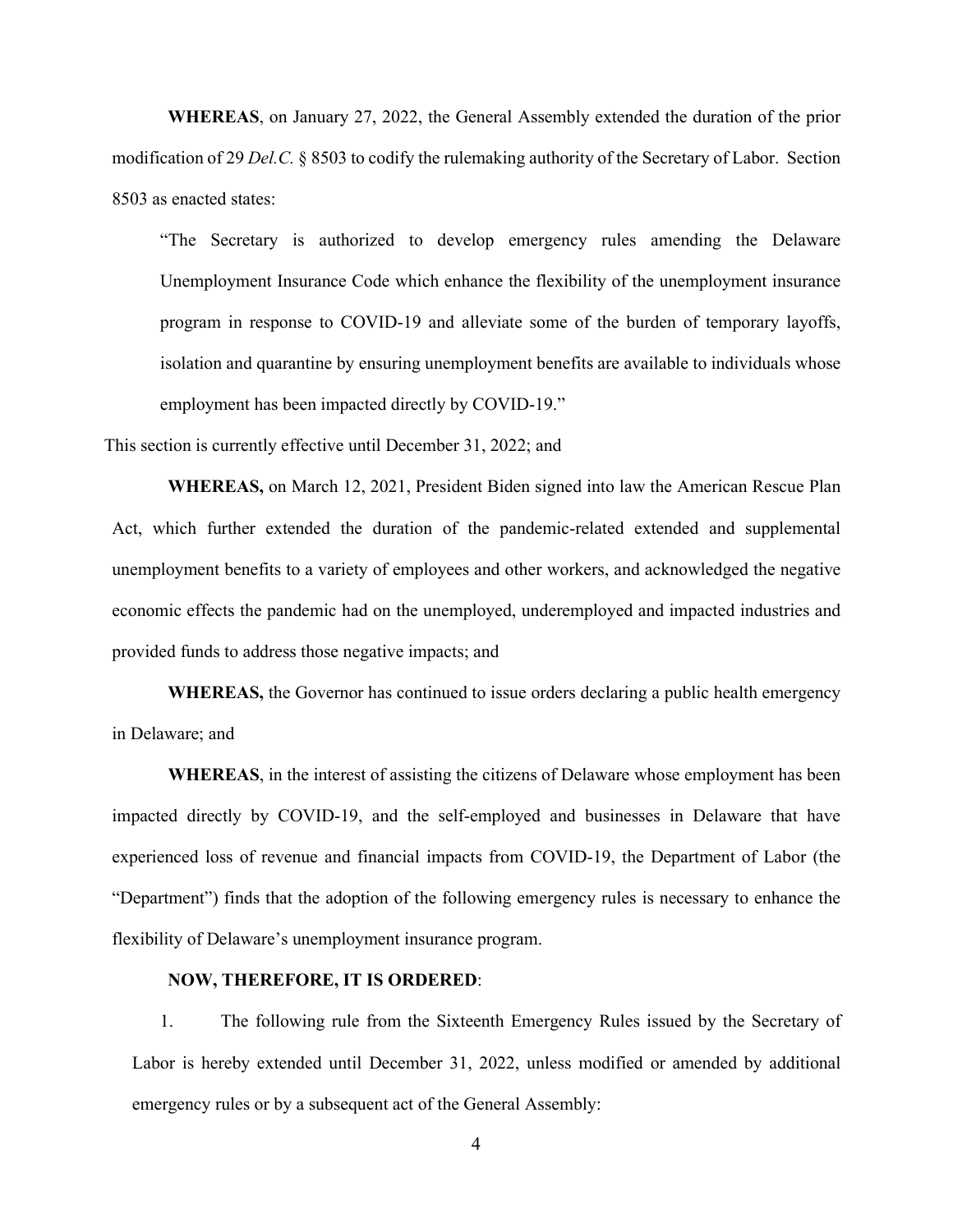**WHEREAS**, on January 27, 2022, the General Assembly extended the duration of the prior modification of 29 *Del.C.* § 8503 to codify the rulemaking authority of the Secretary of Labor. Section 8503 as enacted states:

> "The Secretary is authorized to develop emergency rules amending the Delaware Unemployment Insurance Code which enhance the flexibility of the unemployment insurance program in response to COVID-19 and alleviate some of the burden of temporary layoffs, isolation and quarantine by ensuring unemployment benefits are available to individuals whose employment has been impacted directly by COVID-19."

This section is currently effective until December 31, 2022; and

**WHEREAS,** on March 12, 2021, President Biden signed into law the American Rescue Plan Act, which further extended the duration of the pandemic-related extended and supplemental unemployment benefits to a variety of employees and other workers, and acknowledged the negative economic effects the pandemic had on the unemployed, underemployed and impacted industries and provided funds to address those negative impacts; and

**WHEREAS,** the Governor has continued to issue orders declaring a public health emergency in Delaware; and

**WHEREAS**, in the interest of assisting the citizens of Delaware whose employment has been impacted directly by COVID-19, and the self-employed and businesses in Delaware that have experienced loss of revenue and financial impacts from COVID-19, the Department of Labor (the "Department") finds that the adoption of the following emergency rules is necessary to enhance the flexibility of Delaware's unemployment insurance program.

**NOW, THEREFORE, IT IS ORDERED**:

1. The following rule from the Sixteenth Emergency Rules issued by the Secretary of Labor is hereby extended until December 31, 2022, unless modified or amended by additional emergency rules or by a subsequent act of the General Assembly: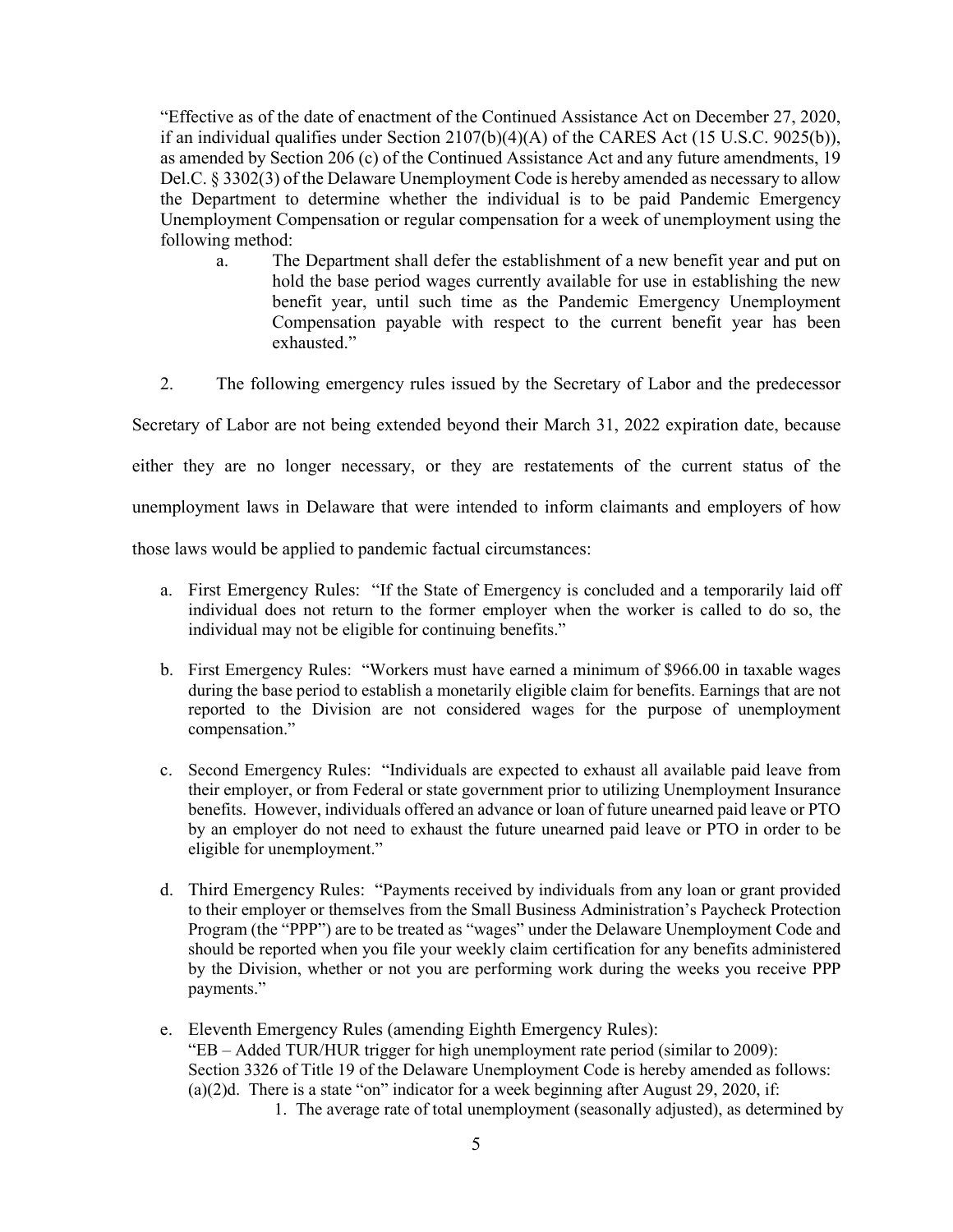"Effective as of the date of enactment of the Continued Assistance Act on December 27, 2020, if an individual qualifies under Section 2107(b)(4)(A) of the CARES Act (15 U.S.C. 9025(b)), as amended by Section 206 (c) of the Continued Assistance Act and any future amendments, 19 Del.C. § 3302(3) of the Delaware Unemployment Code is hereby amended as necessary to allow the Department to determine whether the individual is to be paid Pandemic Emergency Unemployment Compensation or regular compensation for a week of unemployment using the following method:

a. The Department shall defer the establishment of a new benefit year and put on hold the base period wages currently available for use in establishing the new benefit year, until such time as the Pandemic Emergency Unemployment Compensation payable with respect to the current benefit year has been exhausted."

2. The following emergency rules issued by the Secretary of Labor and the predecessor Secretary of Labor are not being extended beyond their March 31, 2022 expiration date, because either they are no longer necessary, or they are restatements of the current status of the unemployment laws in Delaware that were intended to inform claimants and employers of how those laws would be applied to pandemic factual circumstances:

a. First Emergency Rules: "If the State of Emergency is concluded and a temporarily laid off individual does not return to the former employer when the worker is called to do so, the individual may not be eligible for continuing benefits."

b. First Emergency Rules: "Workers must have earned a minimum of $966.00 in taxable wages during the base period to establish a monetarily eligible claim for benefits. Earnings that are not reported to the Division are not considered wages for the purpose of unemployment compensation."

c. Second Emergency Rules: "Individuals are expected to exhaust all available paid leave from their employer, or from Federal or state government prior to utilizing Unemployment Insurance benefits. However, individuals offered an advance or loan of future unearned paid leave or PTO by an employer do not need to exhaust the future unearned paid leave or PTO in order to be eligible for unemployment."

d. Third Emergency Rules: "Payments received by individuals from any loan or grant provided to their employer or themselves from the Small Business Administration's Paycheck Protection Program (the "PPP") are to be treated as "wages" under the Delaware Unemployment Code and should be reported when you file your weekly claim certification for any benefits administered by the Division, whether or not you are performing work during the weeks you receive PPP payments."

e. Eleventh Emergency Rules (amending Eighth Emergency Rules):
"EB – Added TUR/HUR trigger for high unemployment rate period (similar to 2009):
Section 3326 of Title 19 of the Delaware Unemployment Code is hereby amended as follows:
(a)(2)d. There is a state "on" indicator for a week beginning after August 29, 2020, if:

1. The average rate of total unemployment (seasonally adjusted), as determined by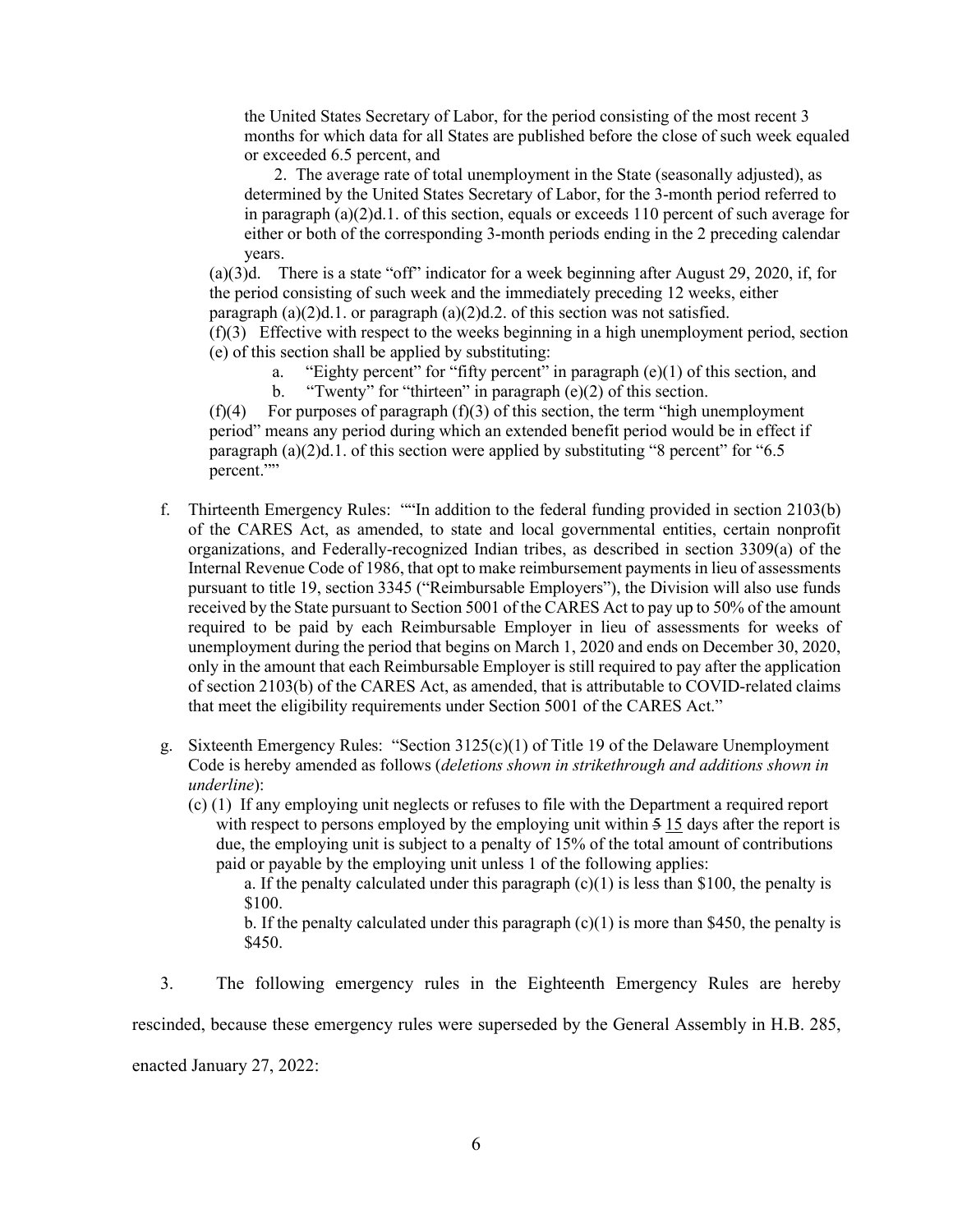the United States Secretary of Labor, for the period consisting of the most recent 3 months for which data for all States are published before the close of such week equaled or exceeded 6.5 percent, and

2. The average rate of total unemployment in the State (seasonally adjusted), as determined by the United States Secretary of Labor, for the 3-month period referred to in paragraph (a)(2)d.1. of this section, equals or exceeds 110 percent of such average for either or both of the corresponding 3-month periods ending in the 2 preceding calendar years.

(a)(3)d. There is a state "off" indicator for a week beginning after August 29, 2020, if, for the period consisting of such week and the immediately preceding 12 weeks, either paragraph (a)(2)d.1. or paragraph (a)(2)d.2. of this section was not satisfied.

(f)(3) Effective with respect to the weeks beginning in a high unemployment period, section (e) of this section shall be applied by substituting:

a. "Eighty percent" for "fifty percent" in paragraph (e)(1) of this section, and

b. "Twenty" for "thirteen" in paragraph (e)(2) of this section.

(f)(4) For purposes of paragraph (f)(3) of this section, the term "high unemployment period" means any period during which an extended benefit period would be in effect if paragraph (a)(2)d.1. of this section were applied by substituting "8 percent" for "6.5 percent.""

f. Thirteenth Emergency Rules: ""In addition to the federal funding provided in section 2103(b) of the CARES Act, as amended, to state and local governmental entities, certain nonprofit organizations, and Federally-recognized Indian tribes, as described in section 3309(a) of the Internal Revenue Code of 1986, that opt to make reimbursement payments in lieu of assessments pursuant to title 19, section 3345 ("Reimbursable Employers"), the Division will also use funds received by the State pursuant to Section 5001 of the CARES Act to pay up to 50% of the amount required to be paid by each Reimbursable Employer in lieu of assessments for weeks of unemployment during the period that begins on March 1, 2020 and ends on December 30, 2020, only in the amount that each Reimbursable Employer is still required to pay after the application of section 2103(b) of the CARES Act, as amended, that is attributable to COVID-related claims that meet the eligibility requirements under Section 5001 of the CARES Act."

g. Sixteenth Emergency Rules: "Section 3125(c)(1) of Title 19 of the Delaware Unemployment Code is hereby amended as follows (*deletions shown in strikethrough and additions shown in underline*):

(c) (1) If any employing unit neglects or refuses to file with the Department a required report with respect to persons employed by the employing unit within ~~5~~ <u>15</u> days after the report is due, the employing unit is subject to a penalty of 15% of the total amount of contributions paid or payable by the employing unit unless 1 of the following applies:

a. If the penalty calculated under this paragraph (c)(1) is less than \$100, the penalty is \$100.

b. If the penalty calculated under this paragraph (c)(1) is more than \$450, the penalty is \$450.

3. The following emergency rules in the Eighteenth Emergency Rules are hereby rescinded, because these emergency rules were superseded by the General Assembly in H.B. 285, enacted January 27, 2022: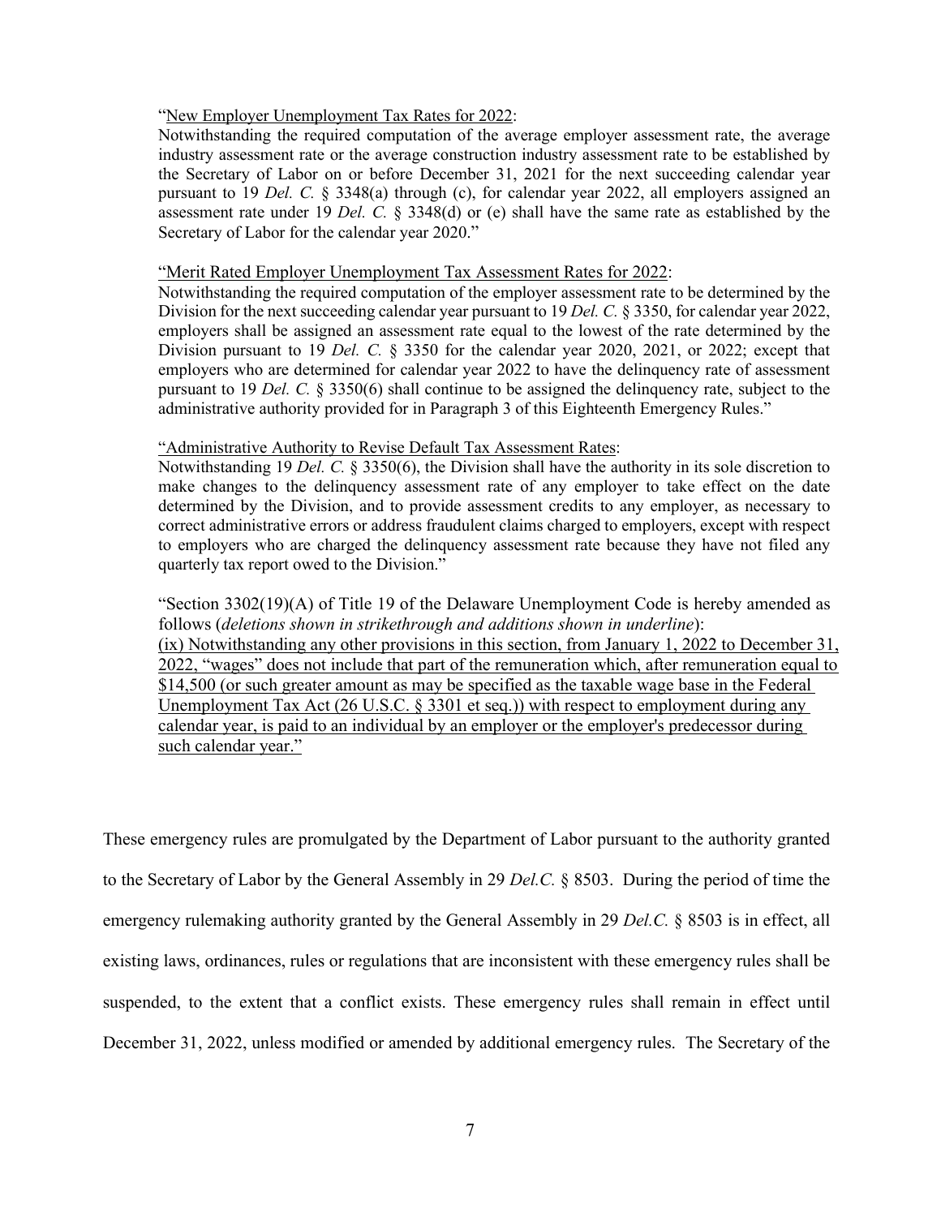"<u>New Employer Unemployment Tax Rates for 2022</u>:
Notwithstanding the required computation of the average employer assessment rate, the average industry assessment rate or the average construction industry assessment rate to be established by the Secretary of Labor on or before December 31, 2021 for the next succeeding calendar year pursuant to 19 *Del. C.* § 3348(a) through (c), for calendar year 2022, all employers assigned an assessment rate under 19 *Del. C.* § 3348(d) or (e) shall have the same rate as established by the Secretary of Labor for the calendar year 2020."

"<u>Merit Rated Employer Unemployment Tax Assessment Rates for 2022</u>:
Notwithstanding the required computation of the employer assessment rate to be determined by the Division for the next succeeding calendar year pursuant to 19 *Del. C.* § 3350, for calendar year 2022, employers shall be assigned an assessment rate equal to the lowest of the rate determined by the Division pursuant to 19 *Del. C.* § 3350 for the calendar year 2020, 2021, or 2022; except that employers who are determined for calendar year 2022 to have the delinquency rate of assessment pursuant to 19 *Del. C.* § 3350(6) shall continue to be assigned the delinquency rate, subject to the administrative authority provided for in Paragraph 3 of this Eighteenth Emergency Rules."

"<u>Administrative Authority to Revise Default Tax Assessment Rates</u>:
Notwithstanding 19 *Del. C.* § 3350(6), the Division shall have the authority in its sole discretion to make changes to the delinquency assessment rate of any employer to take effect on the date determined by the Division, and to provide assessment credits to any employer, as necessary to correct administrative errors or address fraudulent claims charged to employers, except with respect to employers who are charged the delinquency assessment rate because they have not filed any quarterly tax report owed to the Division."

"Section 3302(19)(A) of Title 19 of the Delaware Unemployment Code is hereby amended as follows (*deletions shown in strikethrough and additions shown in underline*):
<u>(ix) Notwithstanding any other provisions in this section, from January 1, 2022 to December 31, 2022, "wages" does not include that part of the remuneration which, after remuneration equal to $14,500 (or such greater amount as may be specified as the taxable wage base in the Federal Unemployment Tax Act (26 U.S.C. § 3301 et seq.)) with respect to employment during any calendar year, is paid to an individual by an employer or the employer's predecessor during such calendar year."</u>

These emergency rules are promulgated by the Department of Labor pursuant to the authority granted to the Secretary of Labor by the General Assembly in 29 *Del.C.* § 8503. During the period of time the emergency rulemaking authority granted by the General Assembly in 29 *Del.C.* § 8503 is in effect, all existing laws, ordinances, rules or regulations that are inconsistent with these emergency rules shall be suspended, to the extent that a conflict exists. These emergency rules shall remain in effect until December 31, 2022, unless modified or amended by additional emergency rules. The Secretary of the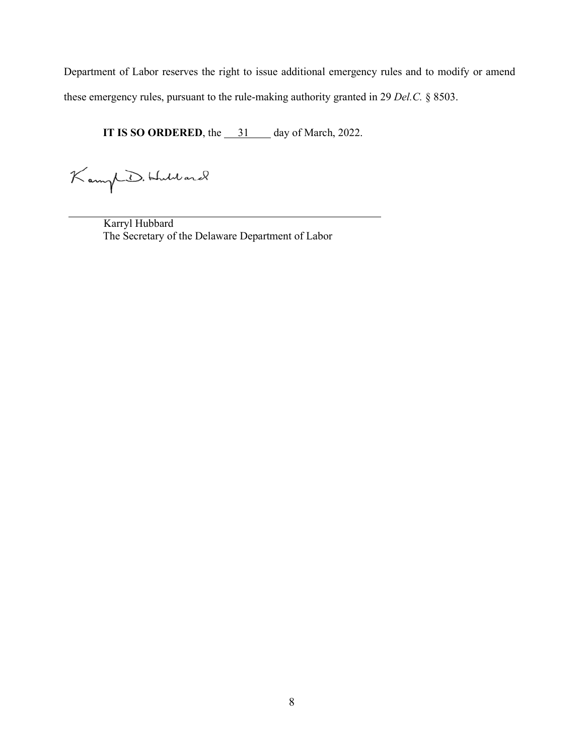Department of Labor reserves the right to issue additional emergency rules and to modify or amend these emergency rules, pursuant to the rule-making authority granted in 29 *Del.C.* § 8503.

**IT IS SO ORDERED**, the 31 day of March, 2022.

Karryl Hubbard
The Secretary of the Delaware Department of Labor